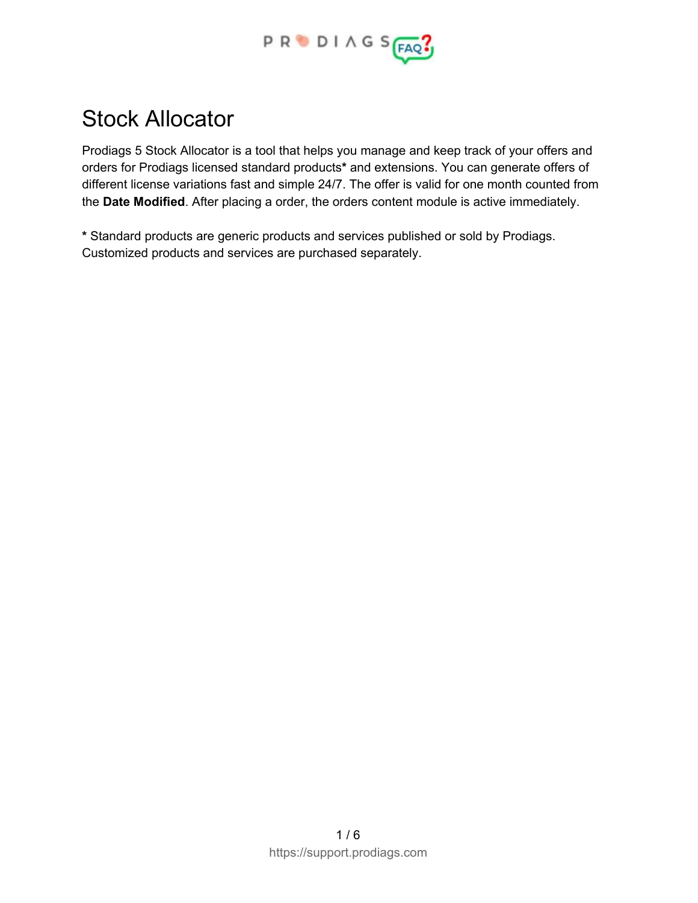# Stock Allocator

Prodiags 5 Stock Allocator is a tool that helps you manage and keep track of your offers and orders for Prodiags licensed standard products* and extensions. You can generate offers of different license variations fast and simple 24/7. The offer is valid for one month counted from the **Date Modified**. After placing a order, the orders content module is active immediately.

**\*** Standard products are generic products and services published or sold by Prodiags. Customized products and services are purchased separately.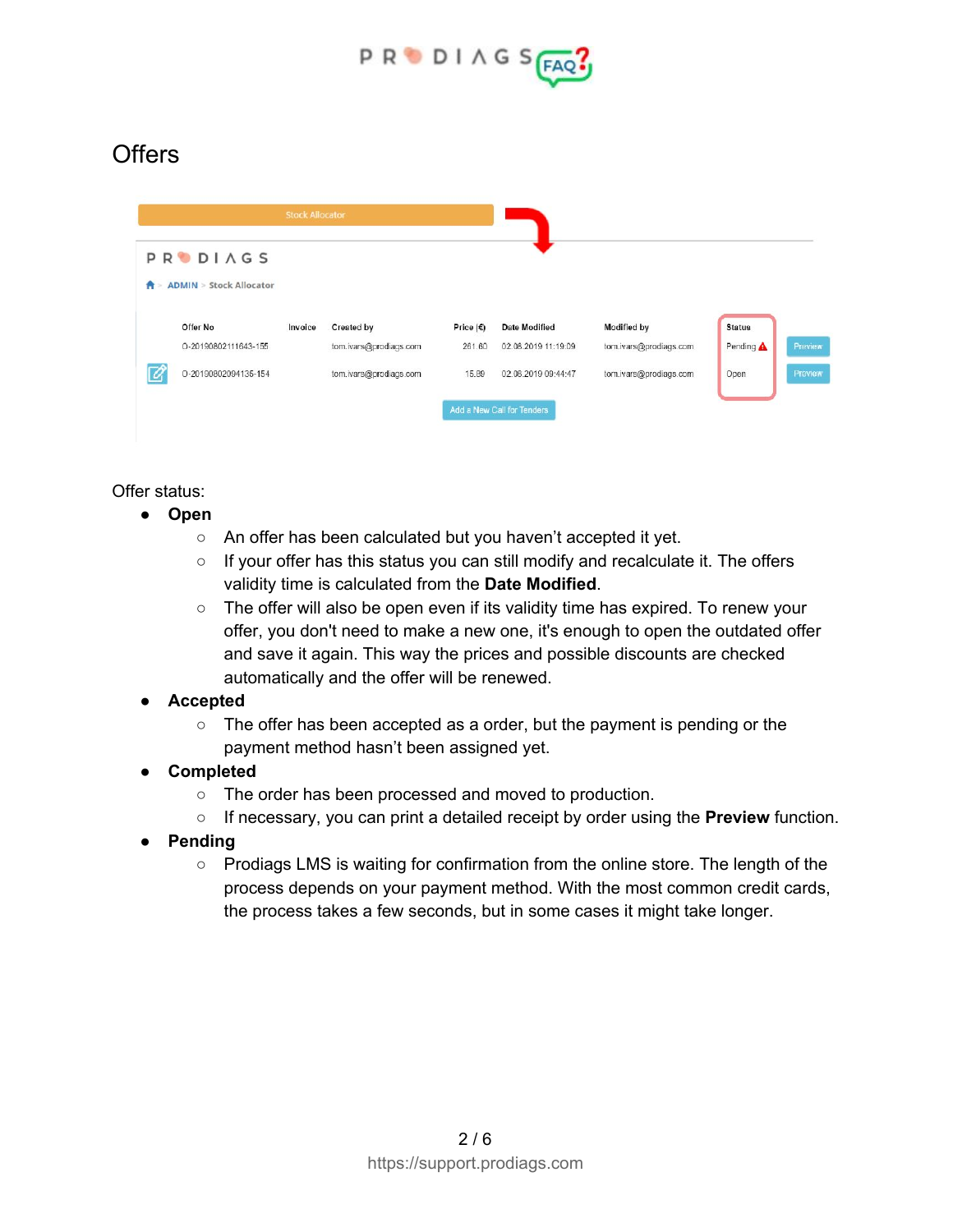# Offers

Offer status:

- **Open**
  - An offer has been calculated but you haven't accepted it yet.
  - If your offer has this status you can still modify and recalculate it. The offers validity time is calculated from the **Date Modified**.
  - The offer will also be open even if its validity time has expired. To renew your offer, you don't need to make a new one, it's enough to open the outdated offer and save it again. This way the prices and possible discounts are checked automatically and the offer will be renewed.
- **Accepted**
  - The offer has been accepted as a order, but the payment is pending or the payment method hasn't been assigned yet.
- **Completed**
  - The order has been processed and moved to production.
  - If necessary, you can print a detailed receipt by order using the **Preview** function.
- **Pending**
  - Prodiags LMS is waiting for confirmation from the online store. The length of the process depends on your payment method. With the most common credit cards, the process takes a few seconds, but in some cases it might take longer.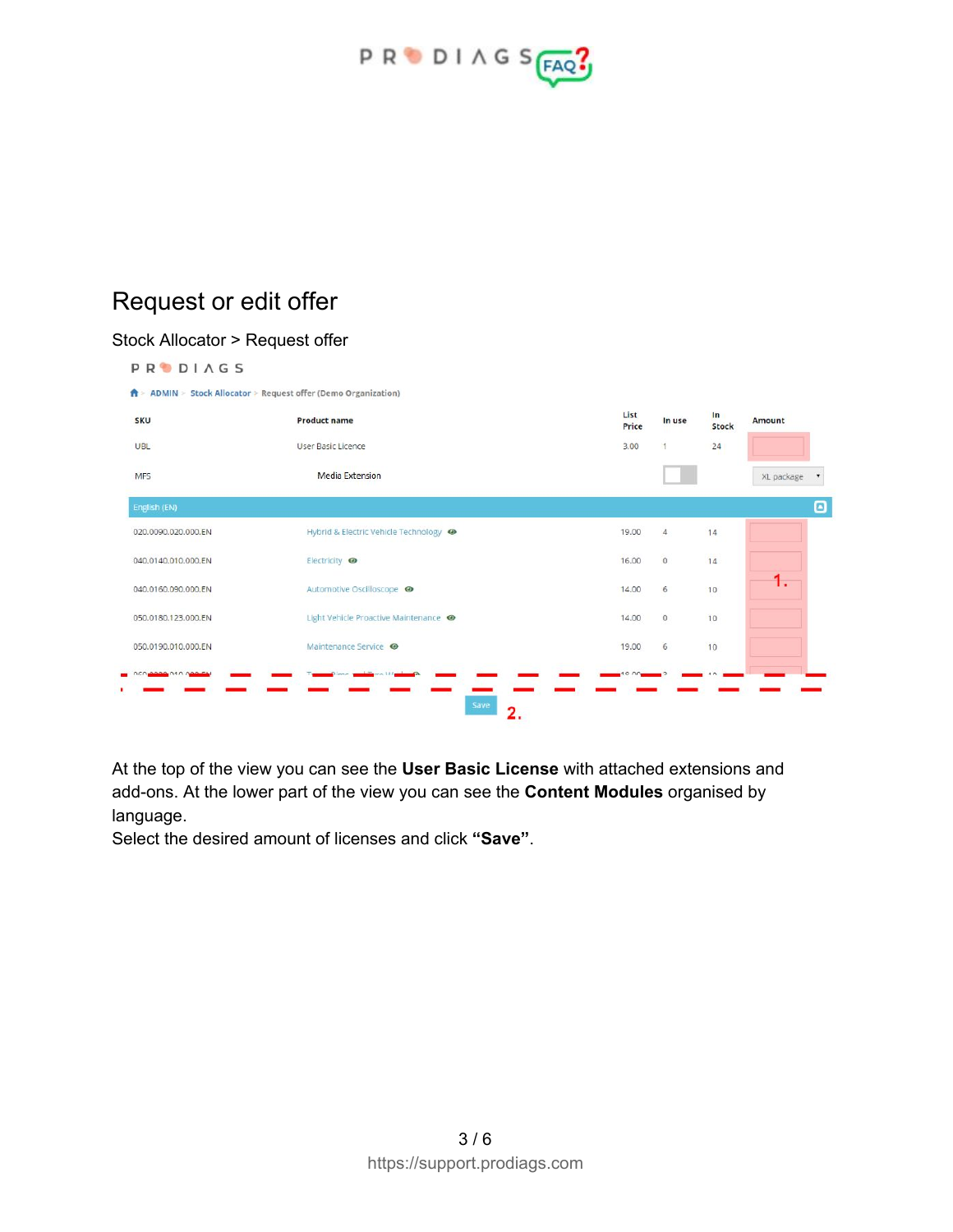# Request or edit offer

Stock Allocator > Request offer

PRODIAGS

ADMIN > Stock Allocator > Request offer (Demo Organization)

| SKU | Product name | List Price | In use | In Stock | Amount |
|---|---|---|---|---|---|
| UBL | User Basic Licence | 3.00 | 1 | 24 | |
| MFS | Media Extension | | | | XL package |
| English (EN) | | | | | |
| 020.0090.020.000.EN | Hybrid & Electric Vehicle Technology | 19.00 | 4 | 14 | |
| 040.0140.010.000.EN | Electricity | 16.00 | 0 | 14 | |
| 040.0160.090.000.EN | Automotive Oscilloscope | 14.00 | 6 | 10 | |
| 050.0180.123.000.EN | Light Vehicle Proactive Maintenance | 14.00 | 0 | 10 | |
| 050.0190.010.000.EN | Maintenance Service | 19.00 | 6 | 10 | |

1.

Save 2.

At the top of the view you can see the **User Basic License** with attached extensions and add-ons. At the lower part of the view you can see the **Content Modules** organised by language.
Select the desired amount of licenses and click **"Save"**.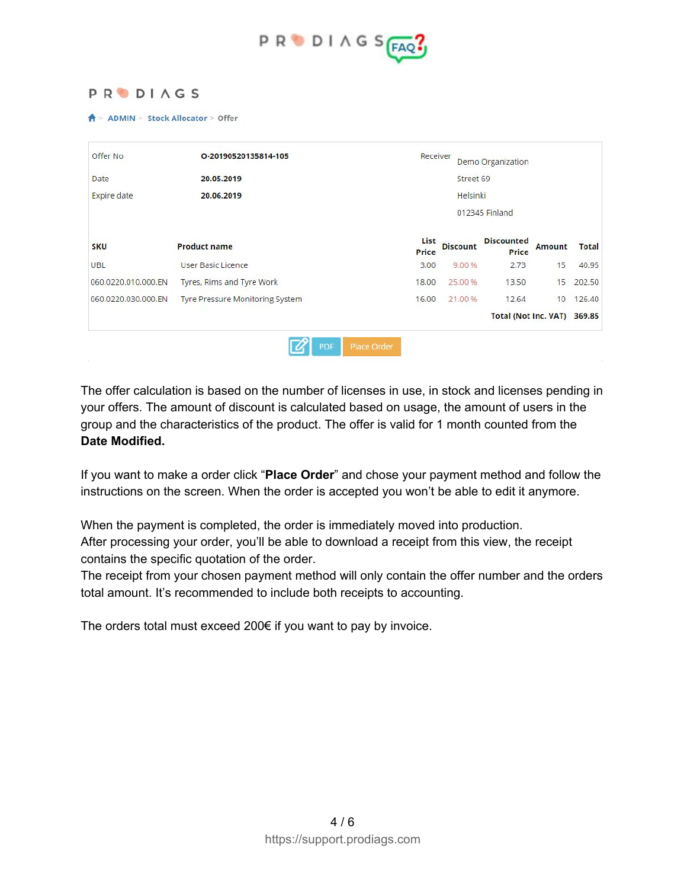PRODIAGS

ADMIN > Stock Allocator > Offer

| Offer No | O-20190520135814-105 | Receiver | Demo Organization |
|---|---|---|---|
| Date | 20.05.2019 | | Street 69 |
| Expire date | 20.06.2019 | | Helsinki |
| | | | 012345 Finland |

| SKU | Product name | List Price | Discount | Discounted Price | Amount | Total |
|---|---|---|---|---|---|---|
| UBL | User Basic Licence | 3.00 | 9.00 % | 2.73 | 15 | 40.95 |
| 060.0220.010.000.EN | Tyres, Rims and Tyre Work | 18.00 | 25.00 % | 13.50 | 15 | 202.50 |
| 060.0220.030.000.EN | Tyre Pressure Monitoring System | 16.00 | 21.00 % | 12.64 | 10 | 126.40 |
| | | | | | Total (Not Inc. VAT) | 369.85 |

PDF | Place Order

The offer calculation is based on the number of licenses in use, in stock and licenses pending in your offers. The amount of discount is calculated based on usage, the amount of users in the group and the characteristics of the product. The offer is valid for 1 month counted from the **Date Modified.**

If you want to make a order click “**Place Order**” and chose your payment method and follow the instructions on the screen. When the order is accepted you won’t be able to edit it anymore.

When the payment is completed, the order is immediately moved into production.
After processing your order, you’ll be able to download a receipt from this view, the receipt contains the specific quotation of the order.
The receipt from your chosen payment method will only contain the offer number and the orders total amount. It’s recommended to include both receipts to accounting.

The orders total must exceed 200€ if you want to pay by invoice.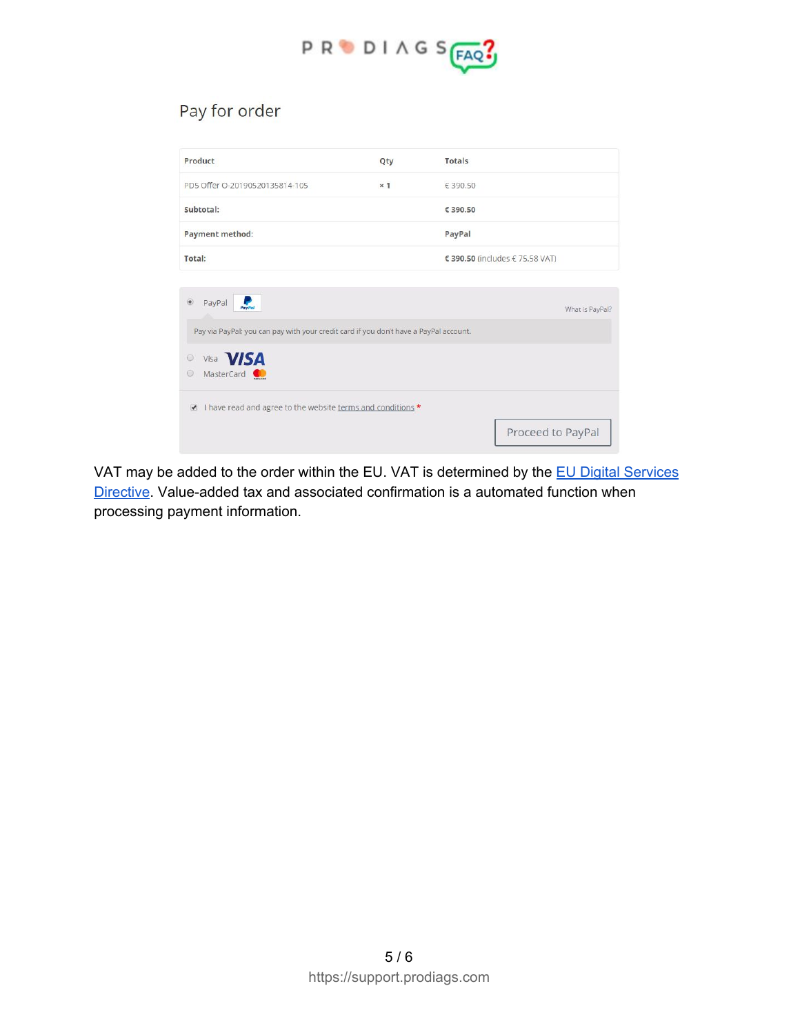Pay for order

| Product | Qty | Totals |
|---|---|---|
| PD5 Offer O-20190520135814-105 | × 1 | € 390.50 |
| **Subtotal:** | | **€ 390.50** |
| **Payment method:** | | **PayPal** |
| **Total:** | | **€ 390.50** (includes € 75.58 VAT) |

PayPal — What is PayPal?

Pay via PayPal; you can pay with your credit card if you don't have a PayPal account.

Visa

MasterCard

I have read and agree to the website terms and conditions *

Proceed to PayPal

VAT may be added to the order within the EU. VAT is determined by the EU Digital Services Directive. Value-added tax and associated confirmation is a automated function when processing payment information.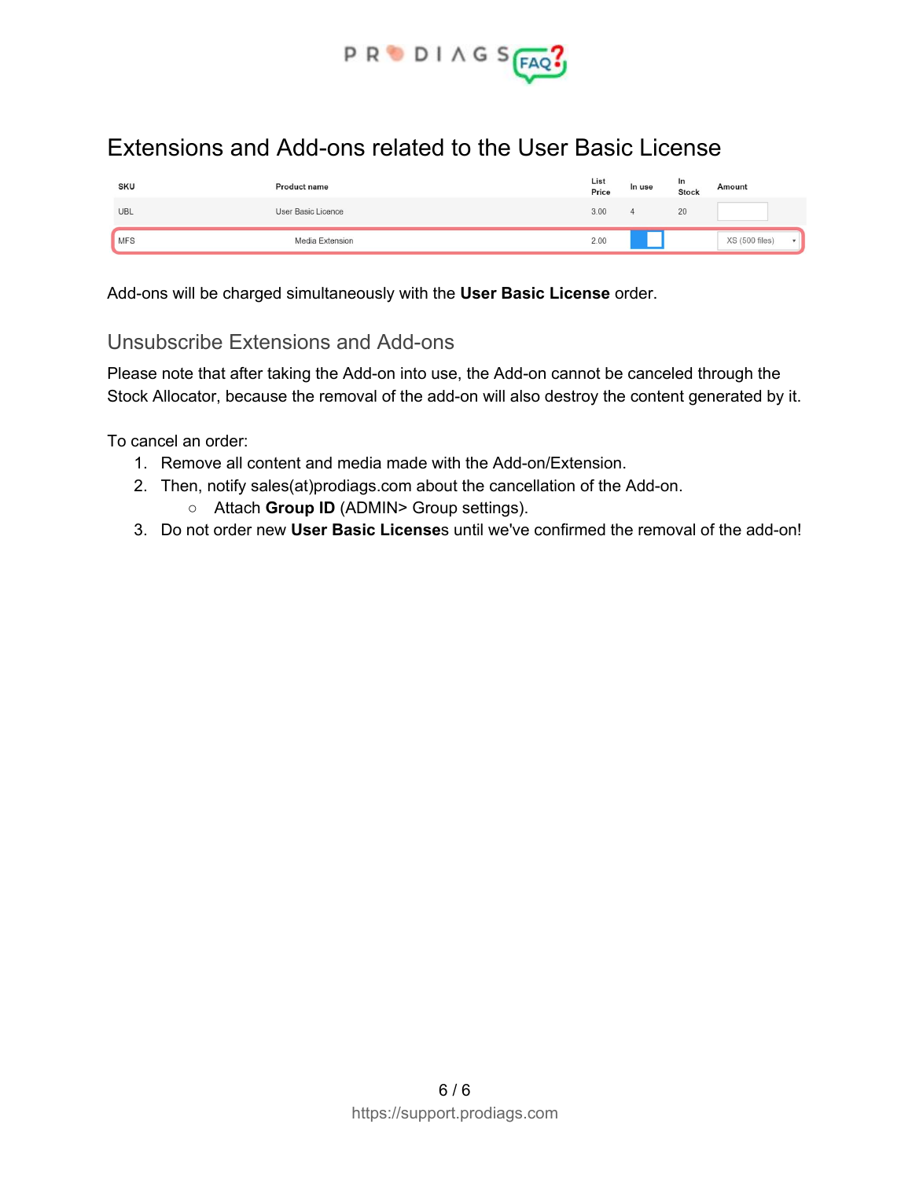## Extensions and Add-ons related to the User Basic License

| SKU | Product name | List Price | In use | In Stock | Amount |
|---|---|---|---|---|---|
| UBL | User Basic Licence | 3.00 | 4 | 20 | |
| MFS | Media Extension | 2.00 | | | XS (500 files) |

Add-ons will be charged simultaneously with the **User Basic License** order.

### Unsubscribe Extensions and Add-ons

Please note that after taking the Add-on into use, the Add-on cannot be canceled through the Stock Allocator, because the removal of the add-on will also destroy the content generated by it.

To cancel an order:

1. Remove all content and media made with the Add-on/Extension.
2. Then, notify sales(at)prodiags.com about the cancellation of the Add-on.
   - Attach **Group ID** (ADMIN> Group settings).
3. Do not order new **User Basic License**s until we've confirmed the removal of the add-on!